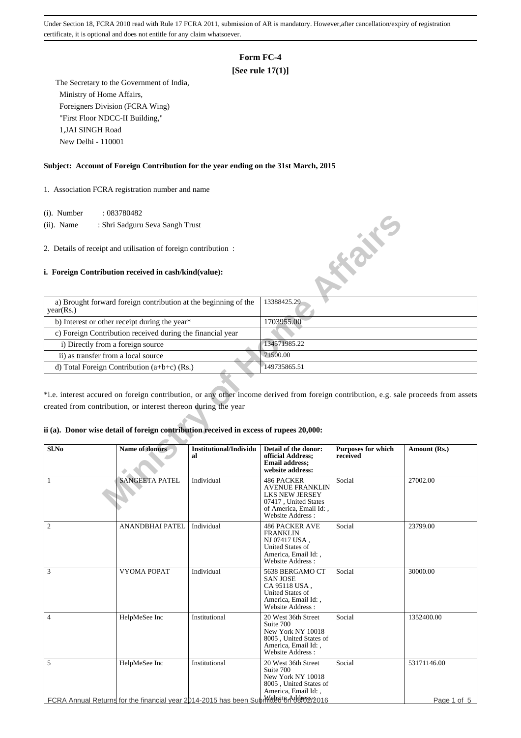Under Section 18, FCRA 2010 read with Rule 17 FCRA 2011, submission of AR is mandatory. However,after cancellation/expiry of registration certificate, it is optional and does not entitle for any claim whatsoever.

# Form FC-4

**[See rule 17(1)]**

The Secretary to the Government of India,
Ministry of Home Affairs,
Foreigners Division (FCRA Wing)
"First Floor NDCC-II Building,"
1,JAI SINGH Road
New Delhi - 110001

**Subject: Account of Foreign Contribution for the year ending on the 31st March, 2015**

1. Association FCRA registration number and name

(i). Number : 083780482
(ii). Name : Shri Sadguru Seva Sangh Trust

2. Details of receipt and utilisation of foreign contribution :

**i. Foreign Contribution received in cash/kind(value):**

| | |
|---|---|
| a) Brought forward foreign contribution at the beginning of the year(Rs.) | 13388425.29 |
| b) Interest or other receipt during the year* | 1703955.00 |
| c) Foreign Contribution received during the financial year | |
| i) Directly from a foreign source | 134571985.22 |
| ii) as transfer from a local source | 71500.00 |
| d) Total Foreign Contribution (a+b+c) (Rs.) | 149735865.51 |

*i.e. interest accured on foreign contribution, or any other income derived from foreign contribution, e.g. sale proceeds from assets created from contribution, or interest thereon during the year

**ii (a). Donor wise detail of foreign contribution received in excess of rupees 20,000:**

| Sl.No | Name of donors | Institutional/Individual | Detail of the donor: official Address; Email address; website address: | Purposes for which received | Amount (Rs.) |
|---|---|---|---|---|---|
| 1 | SANGEETA PATEL | Individual | 486 PACKER AVENUE FRANKLIN LKS NEW JERSEY 07417 , United States of America, Email Id: , Website Address : | Social | 27002.00 |
| 2 | ANANDBHAI PATEL | Individual | 486 PACKER AVE FRANKLIN NJ 07417 USA , United States of America, Email Id: , Website Address : | Social | 23799.00 |
| 3 | VYOMA POPAT | Individual | 5638 BERGAMO CT SAN JOSE CA 95118 USA , United States of America, Email Id: , Website Address : | Social | 30000.00 |
| 4 | HelpMeSee Inc | Institutional | 20 West 36th Street Suite 700 New York NY 10018 8005 , United States of America, Email Id: , Website Address : | Social | 1352400.00 |
| 5 | HelpMeSee Inc | Institutional | 20 West 36th Street Suite 700 New York NY 10018 8005 , United States of America, Email Id: , Website Address : | Social | 53171146.00 |

FCRA Annual Returns for the financial year 2014-2015 has been Submitted on 08/02/2016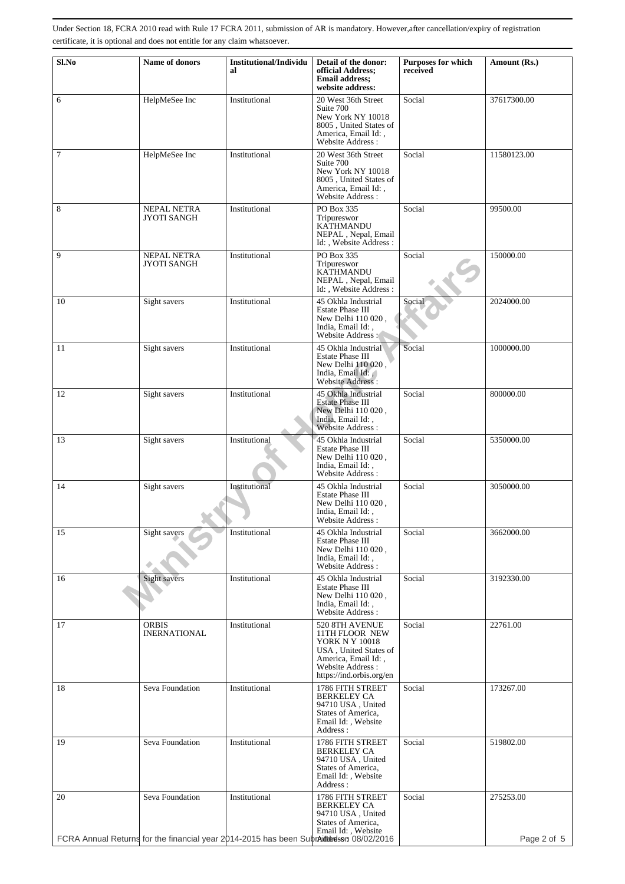Under Section 18, FCRA 2010 read with Rule 17 FCRA 2011, submission of AR is mandatory. However,after cancellation/expiry of registration certificate, it is optional and does not entitle for any claim whatsoever.

| Sl.No | Name of donors | Institutional/Individual | Detail of the donor: official Address; Email address; website address: | Purposes for which received | Amount (Rs.) |
|---|---|---|---|---|---|
| 6 | HelpMeSee Inc | Institutional | 20 West 36th Street Suite 700 New York NY 10018 8005 , United States of America, Email Id: , Website Address : | Social | 37617300.00 |
| 7 | HelpMeSee Inc | Institutional | 20 West 36th Street Suite 700 New York NY 10018 8005 , United States of America, Email Id: , Website Address : | Social | 11580123.00 |
| 8 | NEPAL NETRA JYOTI SANGH | Institutional | PO Box 335 Tripureswor KATHMANDU NEPAL , Nepal, Email Id: , Website Address : | Social | 99500.00 |
| 9 | NEPAL NETRA JYOTI SANGH | Institutional | PO Box 335 Tripureswor KATHMANDU NEPAL , Nepal, Email Id: , Website Address : | Social | 150000.00 |
| 10 | Sight savers | Institutional | 45 Okhla Industrial Estate Phase III New Delhi 110 020 , India, Email Id: , Website Address : | Social | 2024000.00 |
| 11 | Sight savers | Institutional | 45 Okhla Industrial Estate Phase III New Delhi 110 020 , India, Email Id: , Website Address : | Social | 1000000.00 |
| 12 | Sight savers | Institutional | 45 Okhla Industrial Estate Phase III New Delhi 110 020 , India, Email Id: , Website Address : | Social | 800000.00 |
| 13 | Sight savers | Institutional | 45 Okhla Industrial Estate Phase III New Delhi 110 020 , India, Email Id: , Website Address : | Social | 5350000.00 |
| 14 | Sight savers | Institutional | 45 Okhla Industrial Estate Phase III New Delhi 110 020 , India, Email Id: , Website Address : | Social | 3050000.00 |
| 15 | Sight savers | Institutional | 45 Okhla Industrial Estate Phase III New Delhi 110 020 , India, Email Id: , Website Address : | Social | 3662000.00 |
| 16 | Sight savers | Institutional | 45 Okhla Industrial Estate Phase III New Delhi 110 020 , India, Email Id: , Website Address : | Social | 3192330.00 |
| 17 | ORBIS INERNATIONAL | Institutional | 520 8TH AVENUE 11TH FLOOR NEW YORK N Y 10018 USA , United States of America, Email Id: , Website Address : https://ind.orbis.org/en | Social | 22761.00 |
| 18 | Seva Foundation | Institutional | 1786 FITH STREET BERKELEY CA 94710 USA , United States of America, Email Id: , Website Address : | Social | 173267.00 |
| 19 | Seva Foundation | Institutional | 1786 FITH STREET BERKELEY CA 94710 USA , United States of America, Email Id: , Website Address : | Social | 519802.00 |
| 20 | Seva Foundation | Institutional | 1786 FITH STREET BERKELEY CA 94710 USA , United States of America, Email Id: , Website Address : | Social | 275253.00 |

FCRA Annual Returns for the financial year 2014-2015 has been Submitted on 08/02/2016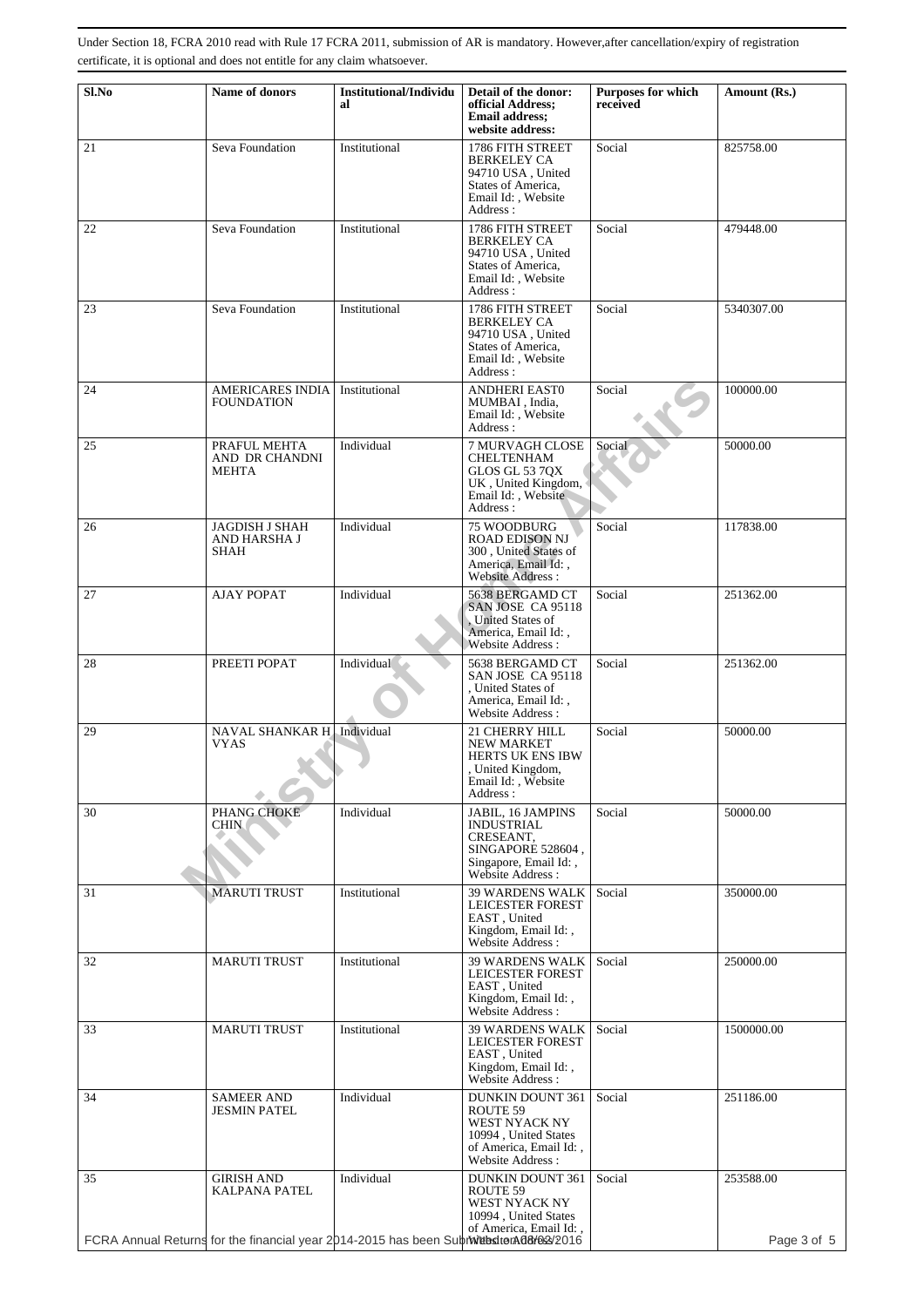Under Section 18, FCRA 2010 read with Rule 17 FCRA 2011, submission of AR is mandatory. However,after cancellation/expiry of registration certificate, it is optional and does not entitle for any claim whatsoever.

| Sl.No | Name of donors | Institutional/Individual | Detail of the donor: official Address; Email address; website address: | Purposes for which received | Amount (Rs.) |
|---|---|---|---|---|---|
| 21 | Seva Foundation | Institutional | 1786 FITH STREET BERKELEY CA 94710 USA , United States of America, Email Id: , Website Address : | Social | 825758.00 |
| 22 | Seva Foundation | Institutional | 1786 FITH STREET BERKELEY CA 94710 USA , United States of America, Email Id: , Website Address : | Social | 479448.00 |
| 23 | Seva Foundation | Institutional | 1786 FITH STREET BERKELEY CA 94710 USA , United States of America, Email Id: , Website Address : | Social | 5340307.00 |
| 24 | AMERICARES INDIA FOUNDATION | Institutional | ANDHERI EAST0 MUMBAI , India, Email Id: , Website Address : | Social | 100000.00 |
| 25 | PRAFUL MEHTA AND DR CHANDNI MEHTA | Individual | 7 MURVAGH CLOSE CHELTENHAM GLOS GL 53 7QX UK , United Kingdom, Email Id: , Website Address : | Social | 50000.00 |
| 26 | JAGDISH J SHAH AND HARSHA J SHAH | Individual | 75 WOODBURG ROAD EDISON NJ 300 , United States of America, Email Id: , Website Address : | Social | 117838.00 |
| 27 | AJAY POPAT | Individual | 5638 BERGAMD CT SAN JOSE CA 95118 , United States of America, Email Id: , Website Address : | Social | 251362.00 |
| 28 | PREETI POPAT | Individual | 5638 BERGAMD CT SAN JOSE CA 95118 , United States of America, Email Id: , Website Address : | Social | 251362.00 |
| 29 | NAVAL SHANKAR H VYAS | Individual | 21 CHERRY HILL NEW MARKET HERTS UK ENS IBW , United Kingdom, Email Id: , Website Address : | Social | 50000.00 |
| 30 | PHANG CHOKE CHIN | Individual | JABIL, 16 JAMPINS INDUSTRIAL CRESEANT, SINGAPORE 528604 , Singapore, Email Id: , Website Address : | Social | 50000.00 |
| 31 | MARUTI TRUST | Institutional | 39 WARDENS WALK LEICESTER FOREST EAST , United Kingdom, Email Id: , Website Address : | Social | 350000.00 |
| 32 | MARUTI TRUST | Institutional | 39 WARDENS WALK LEICESTER FOREST EAST , United Kingdom, Email Id: , Website Address : | Social | 250000.00 |
| 33 | MARUTI TRUST | Institutional | 39 WARDENS WALK LEICESTER FOREST EAST , United Kingdom, Email Id: , Website Address : | Social | 1500000.00 |
| 34 | SAMEER AND JESMIN PATEL | Individual | DUNKIN DOUNT 361 ROUTE 59 WEST NYACK NY 10994 , United States of America, Email Id: , Website Address : | Social | 251186.00 |
| 35 | GIRISH AND KALPANA PATEL | Individual | DUNKIN DOUNT 361 ROUTE 59 WEST NYACK NY 10994 , United States of America, Email Id: , | Social | 253588.00 |

FCRA Annual Returns for the financial year 2014-2015 has been Submitted on 08/02/2016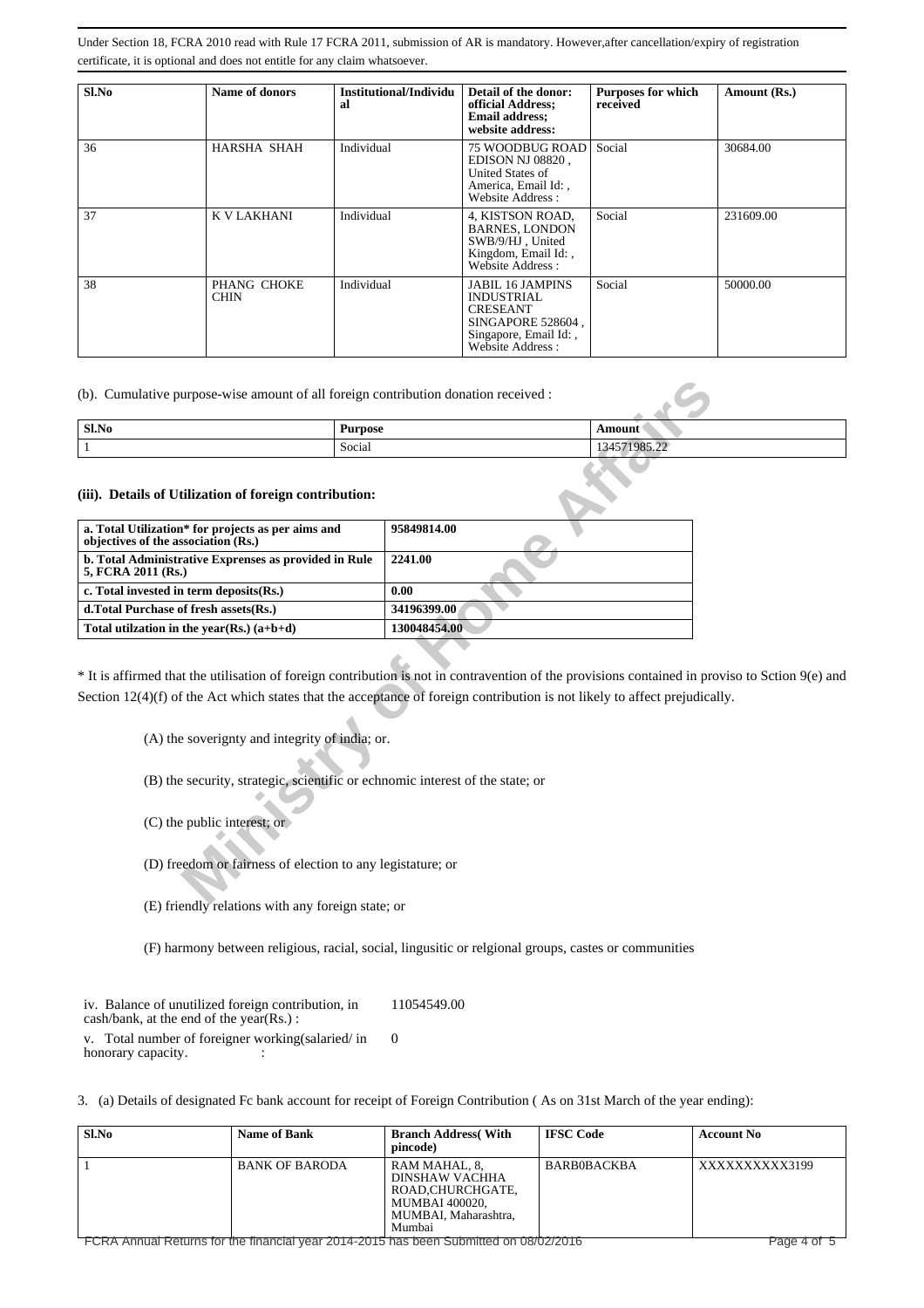Under Section 18, FCRA 2010 read with Rule 17 FCRA 2011, submission of AR is mandatory. However,after cancellation/expiry of registration certificate, it is optional and does not entitle for any claim whatsoever.

| Sl.No | Name of donors | Institutional/Individual | Detail of the donor: official Address; Email address; website address: | Purposes for which received | Amount (Rs.) |
|---|---|---|---|---|---|
| 36 | HARSHA SHAH | Individual | 75 WOODBUG ROAD EDISON NJ 08820 , United States of America, Email Id: , Website Address : | Social | 30684.00 |
| 37 | K V LAKHANI | Individual | 4, KISTSON ROAD, BARNES, LONDON SWB/9/HJ , United Kingdom, Email Id: , Website Address : | Social | 231609.00 |
| 38 | PHANG CHOKE CHIN | Individual | JABIL 16 JAMPINS INDUSTRIAL CRESEANT SINGAPORE 528604 , Singapore, Email Id: , Website Address : | Social | 50000.00 |

(b). Cumulative purpose-wise amount of all foreign contribution donation received :

| Sl.No | Purpose | Amount |
|---|---|---|
| 1 | Social | 134571985.22 |

**(iii). Details of Utilization of foreign contribution:**

| | |
|---|---|
| **a. Total Utilization* for projects as per aims and objectives of the association (Rs.)** | **95849814.00** |
| **b. Total Administrative Exprenses as provided in Rule 5, FCRA 2011 (Rs.)** | **2241.00** |
| **c. Total invested in term deposits(Rs.)** | **0.00** |
| **d.Total Purchase of fresh assets(Rs.)** | **34196399.00** |
| **Total utilzation in the year(Rs.) (a+b+d)** | **130048454.00** |

* It is affirmed that the utilisation of foreign contribution is not in contravention of the provisions contained in proviso to Sction 9(e) and Section 12(4)(f) of the Act which states that the acceptance of foreign contribution is not likely to affect prejudically.

(A) the soverignty and integrity of india; or.

(B) the security, strategic, scientific or echnomic interest of the state; or

(C) the public interest; or

(D) freedom or fairness of election to any legistature; or

(E) friendly relations with any foreign state; or

(F) harmony between religious, racial, social, lingusitic or relgional groups, castes or communities

| | |
|---|---|
| iv. Balance of unutilized foreign contribution, in cash/bank, at the end of the year(Rs.) : | 11054549.00 |
| v. Total number of foreigner working(salaried/ in honorary capacity. : | 0 |

3. (a) Details of designated Fc bank account for receipt of Foreign Contribution ( As on 31st March of the year ending):

| Sl.No | Name of Bank | Branch Address( With pincode) | IFSC Code | Account No |
|---|---|---|---|---|
| 1 | BANK OF BARODA | RAM MAHAL, 8, DINSHAW VACHHA ROAD,CHURCHGATE, MUMBAI 400020, MUMBAI, Maharashtra, Mumbai | BARB0BACKBA | XXXXXXXXXX3199 |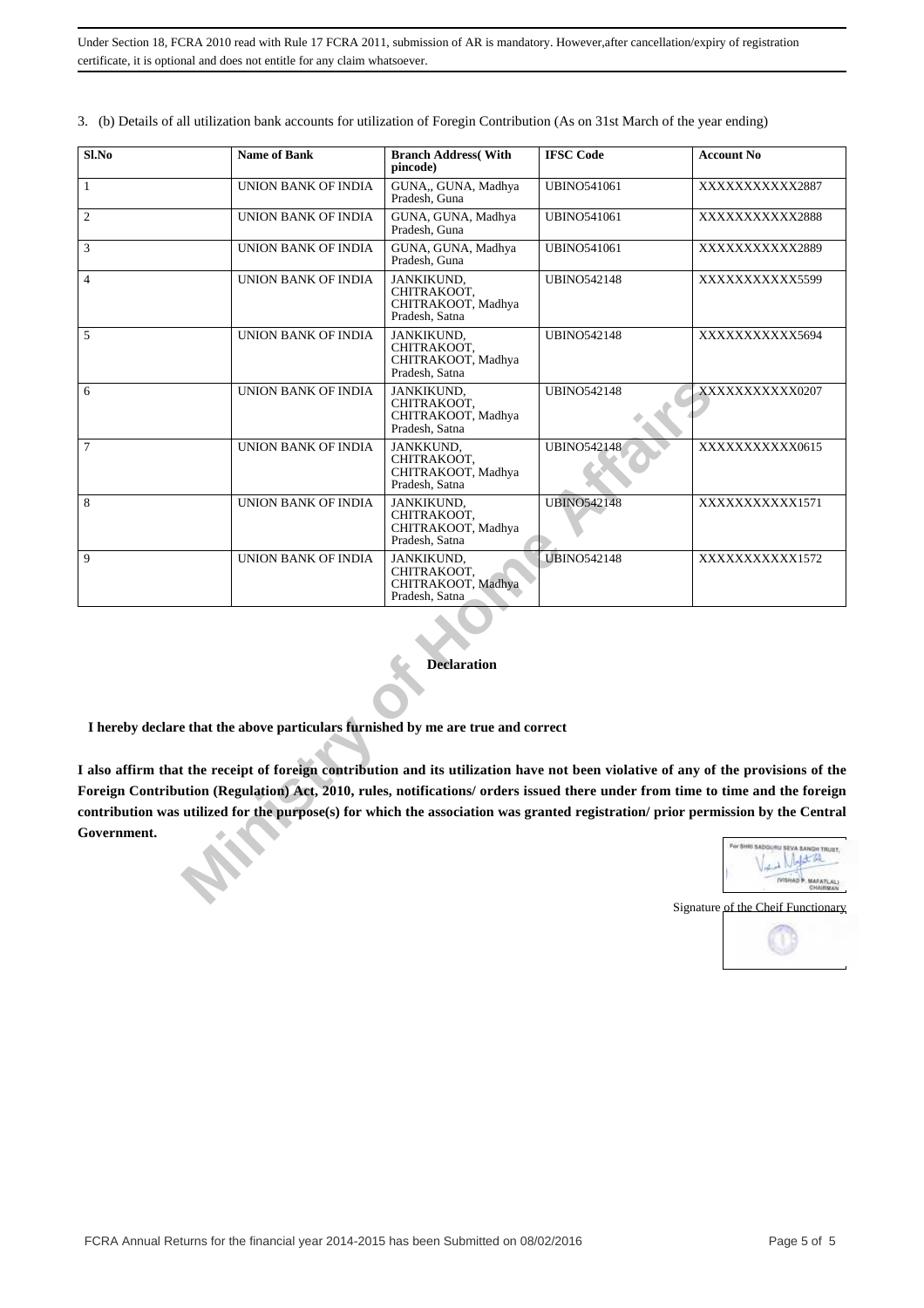Under Section 18, FCRA 2010 read with Rule 17 FCRA 2011, submission of AR is mandatory. However,after cancellation/expiry of registration certificate, it is optional and does not entitle for any claim whatsoever.

3. (b) Details of all utilization bank accounts for utilization of Foregin Contribution (As on 31st March of the year ending)

| Sl.No | Name of Bank | Branch Address( With pincode) | IFSC Code | Account No |
|---|---|---|---|---|
| 1 | UNION BANK OF INDIA | GUNA,, GUNA, Madhya Pradesh, Guna | UBINO541061 | XXXXXXXXXXX2887 |
| 2 | UNION BANK OF INDIA | GUNA, GUNA, Madhya Pradesh, Guna | UBINO541061 | XXXXXXXXXXX2888 |
| 3 | UNION BANK OF INDIA | GUNA, GUNA, Madhya Pradesh, Guna | UBINO541061 | XXXXXXXXXXX2889 |
| 4 | UNION BANK OF INDIA | JANKIKUND, CHITRAKOOT, CHITRAKOOT, Madhya Pradesh, Satna | UBINO542148 | XXXXXXXXXXX5599 |
| 5 | UNION BANK OF INDIA | JANKIKUND, CHITRAKOOT, CHITRAKOOT, Madhya Pradesh, Satna | UBINO542148 | XXXXXXXXXXX5694 |
| 6 | UNION BANK OF INDIA | JANKIKUND, CHITRAKOOT, CHITRAKOOT, Madhya Pradesh, Satna | UBINO542148 | XXXXXXXXXXX0207 |
| 7 | UNION BANK OF INDIA | JANKKUND, CHITRAKOOT, CHITRAKOOT, Madhya Pradesh, Satna | UBINO542148 | XXXXXXXXXXX0615 |
| 8 | UNION BANK OF INDIA | JANKIKUND, CHITRAKOOT, CHITRAKOOT, Madhya Pradesh, Satna | UBINO542148 | XXXXXXXXXXX1571 |
| 9 | UNION BANK OF INDIA | JANKIKUND, CHITRAKOOT, CHITRAKOOT, Madhya Pradesh, Satna | UBINO542148 | XXXXXXXXXXX1572 |

**Declaration**

**I hereby declare that the above particulars furnished by me are true and correct**

**I also affirm that the receipt of foreign contribution and its utilization have not been violative of any of the provisions of the Foreign Contribution (Regulation) Act, 2010, rules, notifications/ orders issued there under from time to time and the foreign contribution was utilized for the purpose(s) for which the association was granted registration/ prior permission by the Central Government.**

For SHRI SADGURU SEVA SANGH TRUST,
(VISHAD P. MAFATLAL)
CHAIRMAN

Signature of the Cheif Functionary

FCRA Annual Returns for the financial year 2014-2015 has been Submitted on 08/02/2016